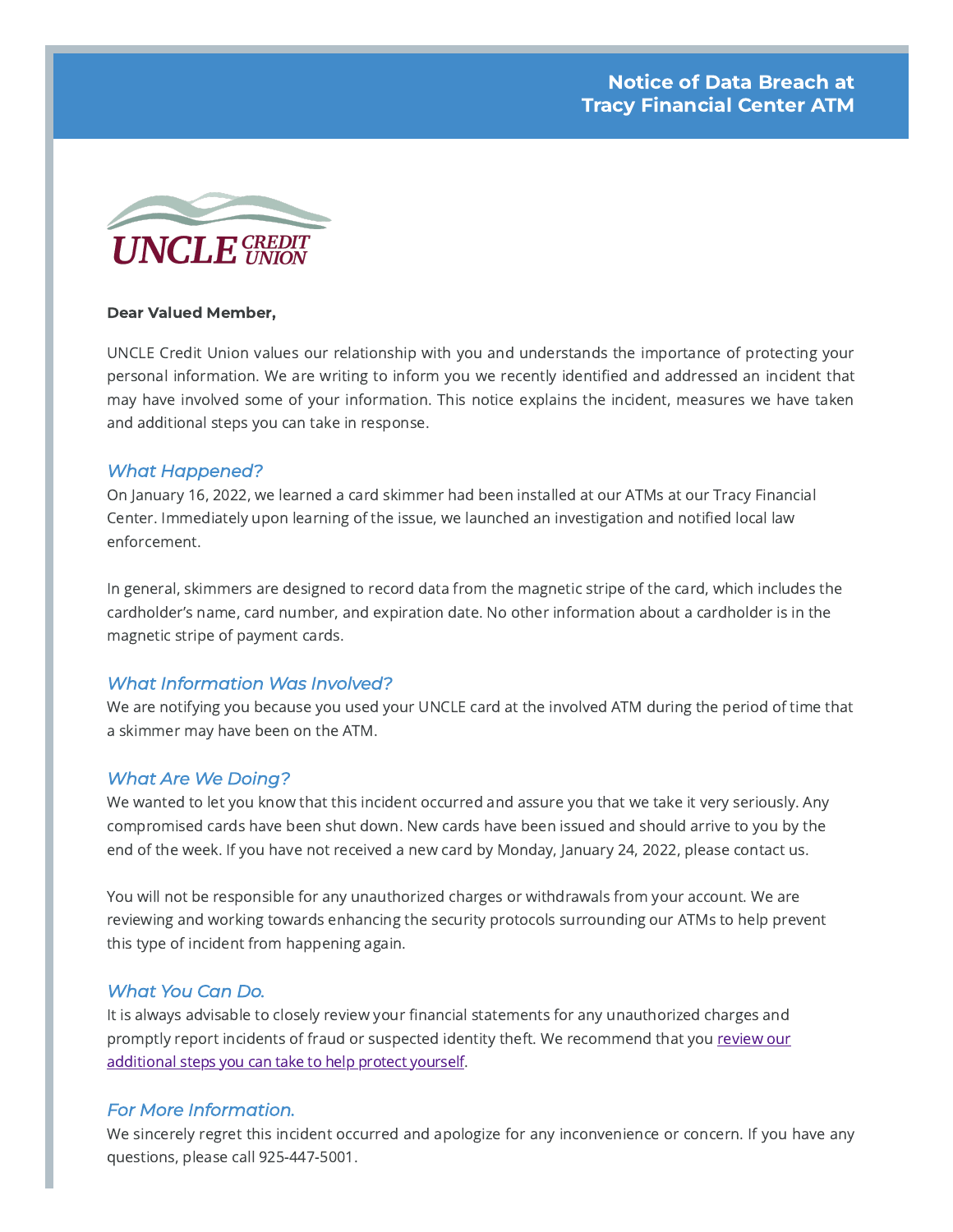# Notice of Data Breach at Tracy Financial Center ATM

UNCLE CREDIT UNION

**Dear Valued Member,**

UNCLE Credit Union values our relationship with you and understands the importance of protecting your personal information. We are writing to inform you we recently identified and addressed an incident that may have involved some of your information. This notice explains the incident, measures we have taken and additional steps you can take in response.

## *What Happened?*

On January 16, 2022, we learned a card skimmer had been installed at our ATMs at our Tracy Financial Center. Immediately upon learning of the issue, we launched an investigation and notified local law enforcement.

In general, skimmers are designed to record data from the magnetic stripe of the card, which includes the cardholder's name, card number, and expiration date. No other information about a cardholder is in the magnetic stripe of payment cards.

## *What Information Was Involved?*

We are notifying you because you used your UNCLE card at the involved ATM during the period of time that a skimmer may have been on the ATM.

## *What Are We Doing?*

We wanted to let you know that this incident occurred and assure you that we take it very seriously. Any compromised cards have been shut down. New cards have been issued and should arrive to you by the end of the week. If you have not received a new card by Monday, January 24, 2022, please contact us.

You will not be responsible for any unauthorized charges or withdrawals from your account. We are reviewing and working towards enhancing the security protocols surrounding our ATMs to help prevent this type of incident from happening again.

## *What You Can Do.*

It is always advisable to closely review your financial statements for any unauthorized charges and promptly report incidents of fraud or suspected identity theft. We recommend that you review our additional steps you can take to help protect yourself.

## *For More Information.*

We sincerely regret this incident occurred and apologize for any inconvenience or concern. If you have any questions, please call 925-447-5001.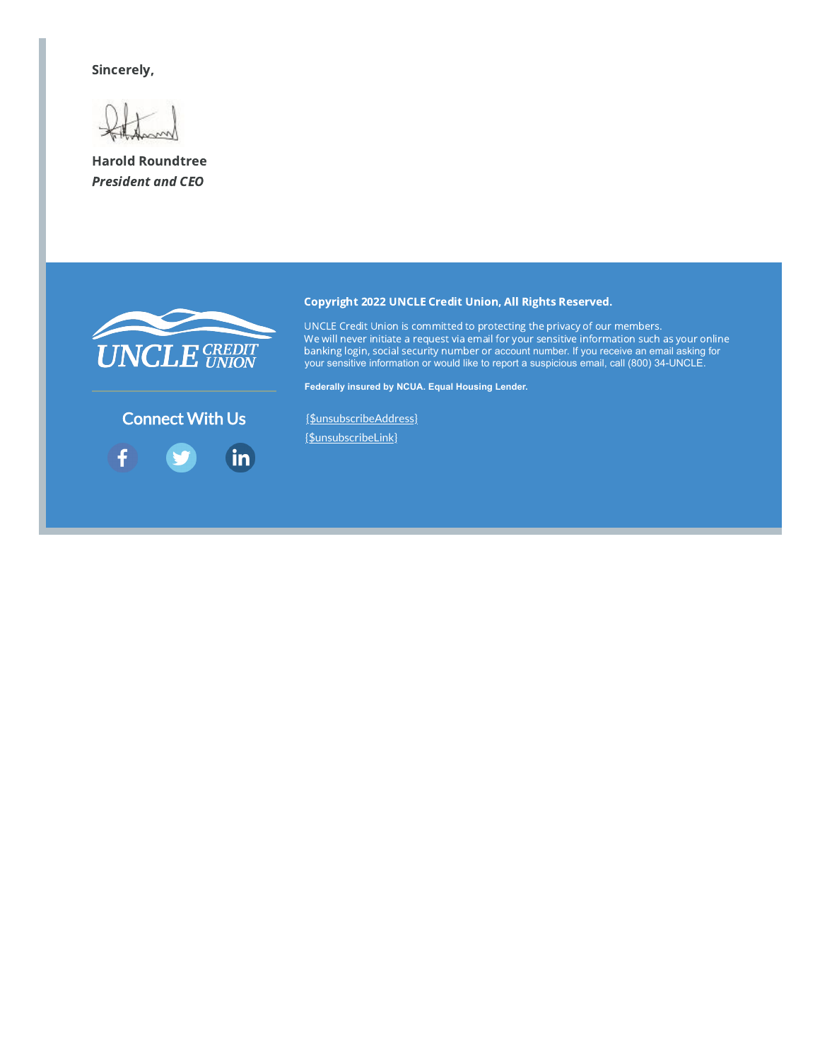**Sincerely,**

**Harold Roundtree**
***President and CEO***

Connect With Us

**Copyright 2022 UNCLE Credit Union, All Rights Reserved.**

UNCLE Credit Union is committed to protecting the privacy of our members.
We will never initiate a request via email for your sensitive information such as your online banking login, social security number or account number. If you receive an email asking for your sensitive information or would like to report a suspicious email, call (800) 34-UNCLE.

**Federally insured by NCUA. Equal Housing Lender.**

{$unsubscribeAddress}
{$unsubscribeLink}